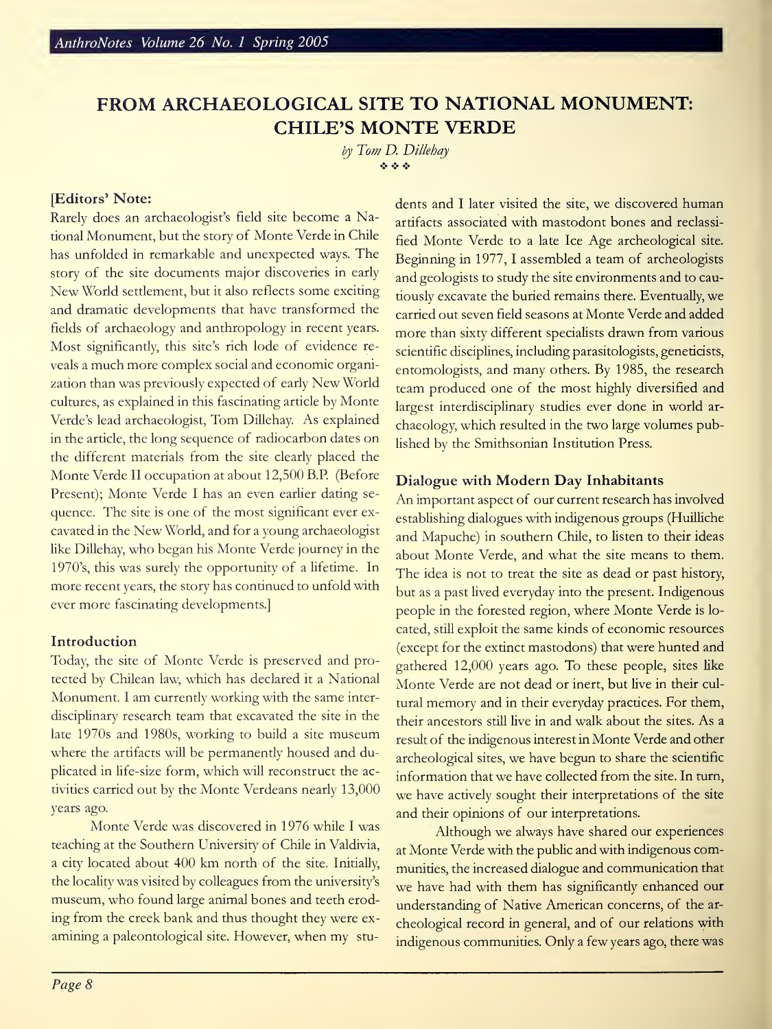# FROM ARCHAEOLOGICAL SITE TO NATIONAL MONUMENT: CHILE'S MONTE VERDE

*by Tom D. Dillehay*

### [Editors' Note:

Rarely does an archaeologist's field site become a National Monument, but the story of Monte Verde in Chile has unfolded in remarkable and unexpected ways. The story of the site documents major discoveries in early New World settlement, but it also reflects some exciting and dramatic developments that have transformed the fields of archaeology and anthropology in recent years. Most significantly, this site's rich lode of evidence reveals a much more complex social and economic organization than was previously expected of early New World cultures, as explained in this fascinating article by Monte Verde's lead archaeologist, Tom Dillehay. As explained in the article, the long sequence of radiocarbon dates on the different materials from the site clearly placed the Monte Verde II occupation at about 12,500 B.P. (Before Present); Monte Verde I has an even earlier dating sequence. The site is one of the most significant ever excavated in the New World, and for a young archaeologist like Dillehay, who began his Monte Verde journey in the 1970's, this was surely the opportunity of a lifetime. In more recent years, the story has continued to unfold with ever more fascinating developments.]

### Introduction

Today, the site of Monte Verde is preserved and protected by Chilean law, which has declared it a National Monument. I am currently working with the same interdisciplinary research team that excavated the site in the late 1970s and 1980s, working to build a site museum where the artifacts will be permanently housed and duplicated in life-size form, which will reconstruct the activities carried out by the Monte Verdeans nearly 13,000 years ago.

Monte Verde was discovered in 1976 while I was teaching at the Southern University of Chile in Valdivia, a city located about 400 km north of the site. Initially, the locality was visited by colleagues from the university's museum, who found large animal bones and teeth eroding from the creek bank and thus thought they were examining a paleontological site. However, when my students and I later visited the site, we discovered human artifacts associated with mastodont bones and reclassified Monte Verde to a late Ice Age archeological site. Beginning in 1977, I assembled a team of archeologists and geologists to study the site environments and to cautiously excavate the buried remains there. Eventually, we carried out seven field seasons at Monte Verde and added more than sixty different specialists drawn from various scientific disciplines, including parasitologists, geneticists, entomologists, and many others. By 1985, the research team produced one of the most highly diversified and largest interdisciplinary studies ever done in world archaeology, which resulted in the two large volumes published by the Smithsonian Institution Press.

### Dialogue with Modern Day Inhabitants

An important aspect of our current research has involved establishing dialogues with indigenous groups (Huilliche and Mapuche) in southern Chile, to listen to their ideas about Monte Verde, and what the site means to them. The idea is not to treat the site as dead or past history, but as a past lived everyday into the present. Indigenous people in the forested region, where Monte Verde is located, still exploit the same kinds of economic resources (except for the extinct mastodons) that were hunted and gathered 12,000 years ago. To these people, sites like Monte Verde are not dead or inert, but live in their cultural memory and in their everyday practices. For them, their ancestors still live in and walk about the sites. As a result of the indigenous interest in Monte Verde and other archeological sites, we have begun to share the scientific information that we have collected from the site. In turn, we have actively sought their interpretations of the site and their opinions of our interpretations.

Although we always have shared our experiences at Monte Verde with the public and with indigenous communities, the increased dialogue and communication that we have had with them has significantly enhanced our understanding of Native American concerns, of the archeological record in general, and of our relations with indigenous communities. Only a few years ago, there was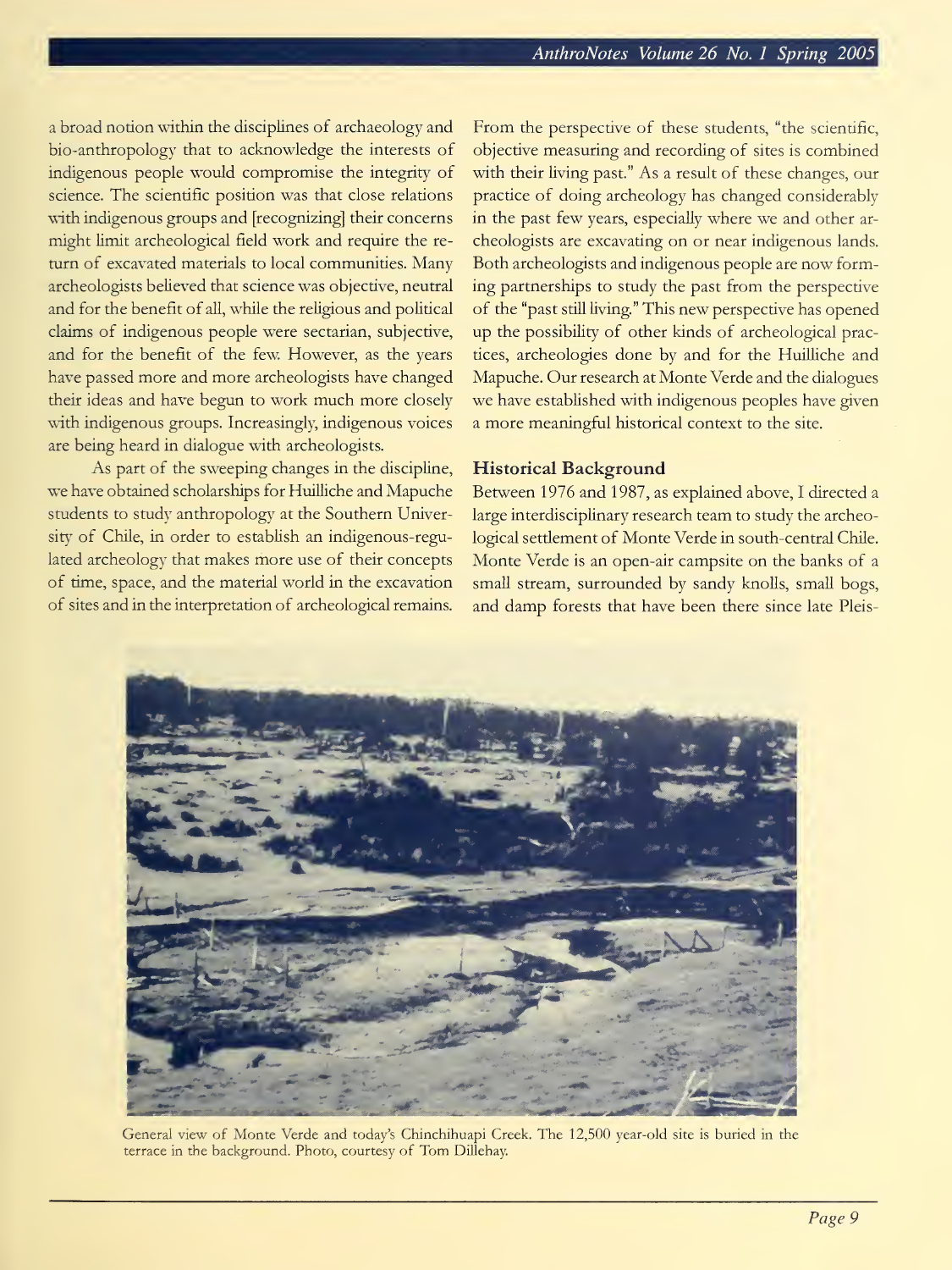a broad notion within the disciplines of archaeology and bio-anthropology that to acknowledge the interests of indigenous people would compromise the integrity of science. The scientific position was that close relations with indigenous groups and [recognizing] their concerns might limit archeological field work and require the return of excavated materials to local communities. Many archeologists believed that science was objective, neutral and for the benefit of all, while the religious and political claims of indigenous people were sectarian, subjective, and for the benefit of the few. However, as the years have passed more and more archeologists have changed their ideas and have begun to work much more closely with indigenous groups. Increasingly, indigenous voices are being heard in dialogue with archeologists.

As part of the sweeping changes in the discipline, we have obtained scholarships for Huilliche and Mapuche students to study anthropology at the Southern University of Chile, in order to establish an indigenous-regulated archeology that makes more use of their concepts of time, space, and the material world in the excavation of sites and in the interpretation of archeological remains. From the perspective of these students, "the scientific, objective measuring and recording of sites is combined with their living past." As a result of these changes, our practice of doing archeology has changed considerably in the past few years, especially where we and other archeologists are excavating on or near indigenous lands. Both archeologists and indigenous people are now forming partnerships to study the past from the perspective of the "past still living." This new perspective has opened up the possibility of other kinds of archeological practices, archeologies done by and for the Huilliche and Mapuche. Our research at Monte Verde and the dialogues we have established with indigenous peoples have given a more meaningful historical context to the site.

### Historical Background

Between 1976 and 1987, as explained above, I directed a large interdisciplinary research team to study the archeological settlement of Monte Verde in south-central Chile. Monte Verde is an open-air campsite on the banks of a small stream, surrounded by sandy knolls, small bogs, and damp forests that have been there since late Pleis-

General view of Monte Verde and today's Chinchihuapi Creek. The 12,500 year-old site is buried in the terrace in the background. Photo, courtesy of Tom Dillehay.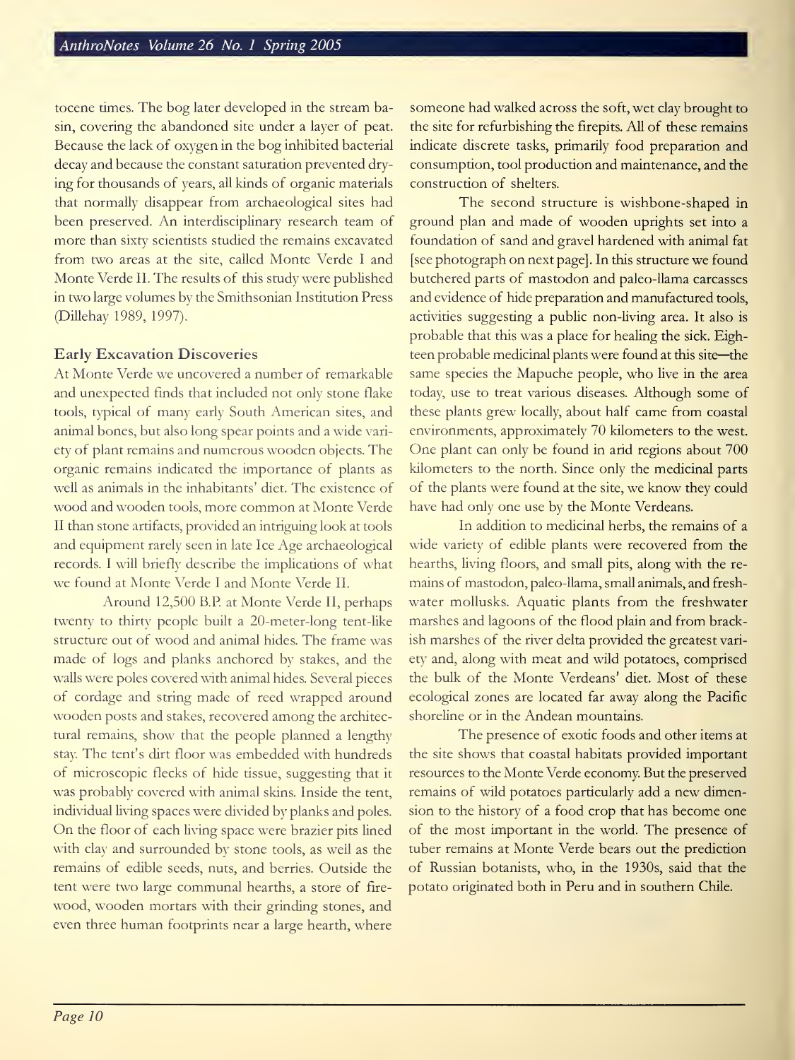tocene times. The bog later developed in the stream basin, covering the abandoned site under a layer of peat. Because the lack of oxygen in the bog inhibited bacterial decay and because the constant saturation prevented drying for thousands of years, all kinds of organic materials that normally disappear from archaeological sites had been preserved. An interdisciplinary research team of more than sixty scientists studied the remains excavated from two areas at the site, called Monte Verde I and Monte Verde II. The results of this study were published in two large volumes by the Smithsonian Institution Press (Dillehay 1989, 1997).

### Early Excavation Discoveries

At Monte Verde we uncovered a number of remarkable and unexpected finds that included not only stone flake tools, typical of many early South American sites, and animal bones, but also long spear points and a wide variety of plant remains and numerous wooden objects. The organic remains indicated the importance of plants as well as animals in the inhabitants' diet. The existence of wood and wooden tools, more common at Monte Verde II than stone artifacts, provided an intriguing look at tools and equipment rarely seen in late Ice Age archaeological records. I will briefly describe the implications of what we found at Monte Verde I and Monte Verde II.

Around 12,500 B.P. at Monte Verde II, perhaps twenty to thirty people built a 20-meter-long tent-like structure out of wood and animal hides. The frame was made of logs and planks anchored by stakes, and the walls were poles covered with animal hides. Several pieces of cordage and string made of reed wrapped around wooden posts and stakes, recovered among the architectural remains, show that the people planned a lengthy stay. The tent's dirt floor was embedded with hundreds of microscopic flecks of hide tissue, suggesting that it was probably covered with animal skins. Inside the tent, individual living spaces were divided by planks and poles. On the floor of each living space were brazier pits lined with clay and surrounded by stone tools, as well as the remains of edible seeds, nuts, and berries. Outside the tent were two large communal hearths, a store of firewood, wooden mortars with their grinding stones, and even three human footprints near a large hearth, where someone had walked across the soft, wet clay brought to the site for refurbishing the firepits. All of these remains indicate discrete tasks, primarily food preparation and consumption, tool production and maintenance, and the construction of shelters.

The second structure is wishbone-shaped in ground plan and made of wooden uprights set into a foundation of sand and gravel hardened with animal fat [see photograph on next page]. In this structure we found butchered parts of mastodon and paleo-llama carcasses and evidence of hide preparation and manufactured tools, activities suggesting a public non-living area. It also is probable that this was a place for healing the sick. Eighteen probable medicinal plants were found at this site—the same species the Mapuche people, who live in the area today, use to treat various diseases. Although some of these plants grew locally, about half came from coastal environments, approximately 70 kilometers to the west. One plant can only be found in arid regions about 700 kilometers to the north. Since only the medicinal parts of the plants were found at the site, we know they could have had only one use by the Monte Verdeans.

In addition to medicinal herbs, the remains of a wide variety of edible plants were recovered from the hearths, living floors, and small pits, along with the remains of mastodon, paleo-llama, small animals, and freshwater mollusks. Aquatic plants from the freshwater marshes and lagoons of the flood plain and from brackish marshes of the river delta provided the greatest variety and, along with meat and wild potatoes, comprised the bulk of the Monte Verdeans' diet. Most of these ecological zones are located far away along the Pacific shoreline or in the Andean mountains.

The presence of exotic foods and other items at the site shows that coastal habitats provided important resources to the Monte Verde economy. But the preserved remains of wild potatoes particularly add a new dimension to the history of a food crop that has become one of the most important in the world. The presence of tuber remains at Monte Verde bears out the prediction of Russian botanists, who, in the 1930s, said that the potato originated both in Peru and in southern Chile.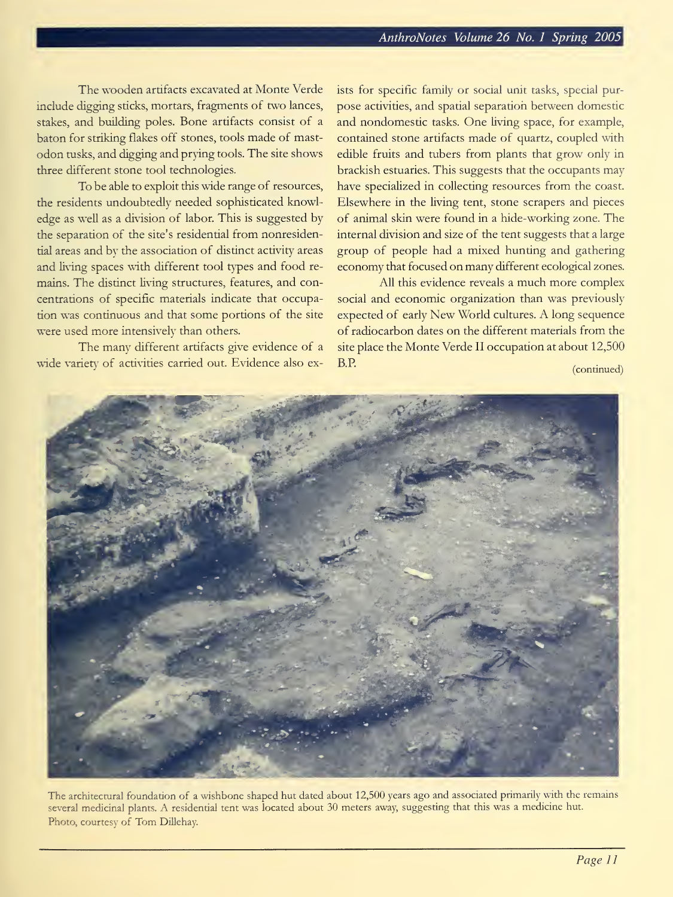The wooden artifacts excavated at Monte Verde include digging sticks, mortars, fragments of two lances, stakes, and building poles. Bone artifacts consist of a baton for striking flakes off stones, tools made of mastodon tusks, and digging and prying tools. The site shows three different stone tool technologies.

To be able to exploit this wide range of resources, the residents undoubtedly needed sophisticated knowledge as well as a division of labor. This is suggested by the separation of the site's residential from nonresidential areas and by the association of distinct activity areas and living spaces with different tool types and food remains. The distinct living structures, features, and concentrations of specific materials indicate that occupation was continuous and that some portions of the site were used more intensively than others.

The many different artifacts give evidence of a wide variety of activities carried out. Evidence also exists for specific family or social unit tasks, special purpose activities, and spatial separation between domestic and nondomestic tasks. One living space, for example, contained stone artifacts made of quartz, coupled with edible fruits and tubers from plants that grow only in brackish estuaries. This suggests that the occupants may have specialized in collecting resources from the coast. Elsewhere in the living tent, stone scrapers and pieces of animal skin were found in a hide-working zone. The internal division and size of the tent suggests that a large group of people had a mixed hunting and gathering economy that focused on many different ecological zones.

All this evidence reveals a much more complex social and economic organization than was previously expected of early New World cultures. A long sequence of radiocarbon dates on the different materials from the site place the Monte Verde II occupation at about 12,500 B.P.

(continued)

The architectural foundation of a wishbone shaped hut dated about 12,500 years ago and associated primarily with the remains several medicinal plants. A residential tent was located about 30 meters away, suggesting that this was a medicine hut. Photo, courtesy of Tom Dillehay.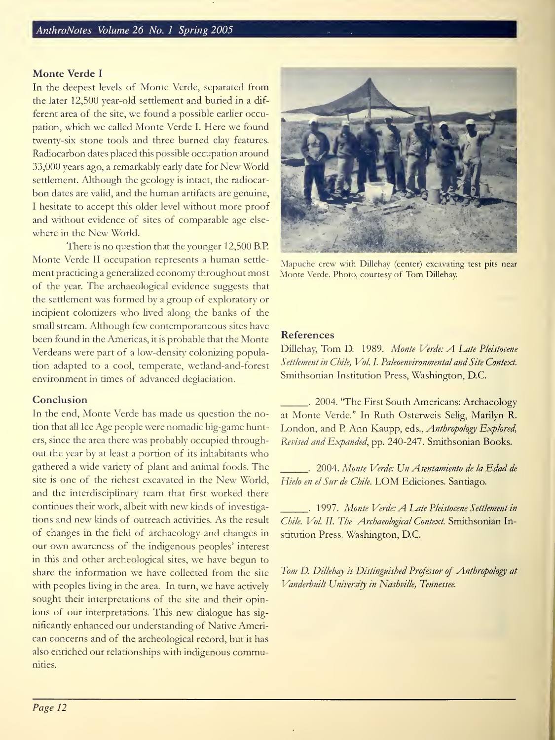### Monte Verde I

In the deepest levels of Monte Verde, separated from the later 12,500 year-old settlement and buried in a different area of the site, we found a possible earlier occupation, which we called Monte Verde I. Here we found twenty-six stone tools and three burned clay features. Radiocarbon dates placed this possible occupation around 33,000 years ago, a remarkably early date for New World settlement. Although the geology is intact, the radiocarbon dates are valid, and the human artifacts are genuine, I hesitate to accept this older level without more proof and without evidence of sites of comparable age elsewhere in the New World.

There is no question that the younger 12,500 B.P. Monte Verde II occupation represents a human settlement practicing a generalized economy throughout most of the year. The archaeological evidence suggests that the settlement was formed by a group of exploratory or incipient colonizers who lived along the banks of the small stream. Although few contemporaneous sites have been found in the Americas, it is probable that the Monte Verdeans were part of a low-density colonizing population adapted to a cool, temperate, wetland-and-forest environment in times of advanced deglaciation.

### Conclusion

In the end, Monte Verde has made us question the notion that all Ice Age people were nomadic big-game hunters, since the area there was probably occupied throughout the year by at least a portion of its inhabitants who gathered a wide variety of plant and animal foods. The site is one of the richest excavated in the New World, and the interdisciplinary team that first worked there continues their work, albeit with new kinds of investigations and new kinds of outreach activities. As the result of changes in the field of archaeology and changes in our own awareness of the indigenous peoples' interest in this and other archeological sites, we have begun to share the information we have collected from the site with peoples living in the area. In turn, we have actively sought their interpretations of the site and their opinions of our interpretations. This new dialogue has significantly enhanced our understanding of Native American concerns and of the archeological record, but it has also enriched our relationships with indigenous communities.

Mapuche crew with Dillehay (center) excavating test pits near Monte Verde. Photo, courtesy of Tom Dillehay.

### References

Dillehay, Tom D. 1989. *Monte Verde: A Late Pleistocene Settlement in Chile, Vol. I. Paleoenvironmental and Site Context.* Smithsonian Institution Press, Washington, D.C.

_____. 2004. "The First South Americans: Archaeology at Monte Verde." In Ruth Osterweis Selig, Marilyn R. London, and P. Ann Kaupp, eds., *Anthropology Explored, Revised and Expanded*, pp. 240-247. Smithsonian Books.

_____. 2004. *Monte Verde: Un Asentamiento de la Edad de Hielo en el Sur de Chile.* LOM Ediciones. Santiago.

_____. 1997. *Monte Verde: A Late Pleistocene Settlement in Chile. Vol. II. The Archaeological Context.* Smithsonian Institution Press. Washington, D.C.

*Tom D. Dillehay is Distinguished Professor of Anthropology at Vanderbilt University in Nashville, Tennessee.*